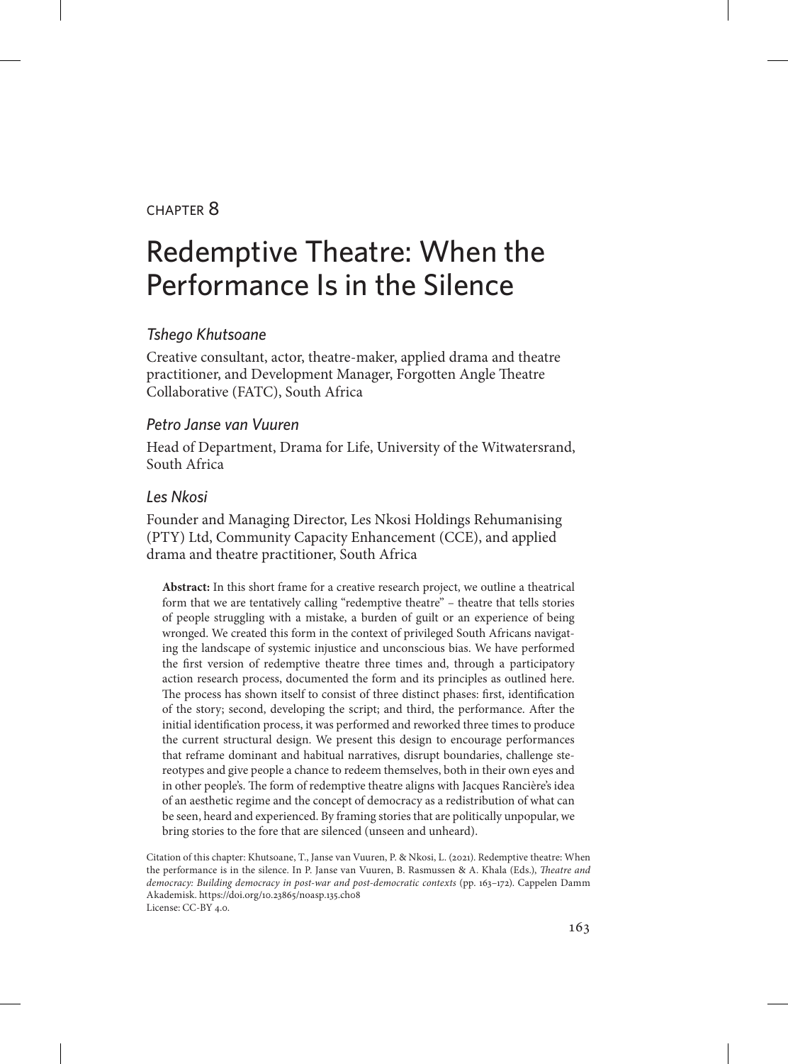CHAPTER 8

# Redemptive Theatre: When the Performance Is in the Silence

### *Tshego Khutsoane*

Creative consultant, actor, theatre-maker, applied drama and theatre practitioner, and Development Manager, Forgotten Angle Theatre Collaborative (FATC), South Africa

### *Petro Janse van Vuuren*

Head of Department, Drama for Life, University of the Witwatersrand, South Africa

### *Les Nkosi*

Founder and Managing Director, Les Nkosi Holdings Rehumanising (PTY) Ltd, Community Capacity Enhancement (CCE), and applied drama and theatre practitioner, South Africa

**Abstract:** In this short frame for a creative research project, we outline a theatrical form that we are tentatively calling "redemptive theatre" – theatre that tells stories of people struggling with a mistake, a burden of guilt or an experience of being wronged. We created this form in the context of privileged South Africans navigating the landscape of systemic injustice and unconscious bias. We have performed the first version of redemptive theatre three times and, through a participatory action research process, documented the form and its principles as outlined here. The process has shown itself to consist of three distinct phases: first, identification of the story; second, developing the script; and third, the performance. After the initial identification process, it was performed and reworked three times to produce the current structural design. We present this design to encourage performances that reframe dominant and habitual narratives, disrupt boundaries, challenge stereotypes and give people a chance to redeem themselves, both in their own eyes and in other people's. The form of redemptive theatre aligns with Jacques Rancière's idea of an aesthetic regime and the concept of democracy as a redistribution of what can be seen, heard and experienced. By framing stories that are politically unpopular, we bring stories to the fore that are silenced (unseen and unheard).

Citation of this chapter: Khutsoane, T., Janse van Vuuren, P. & Nkosi, L. (2021). Redemptive theatre: When the performance is in the silence. In P. Janse van Vuuren, B. Rasmussen & A. Khala (Eds.), *Theatre and democracy: Building democracy in post-war and post-democratic contexts* (pp. 163–172). Cappelen Damm Akademisk. https://doi.org/10.23865/noasp.135.ch08
License: CC-BY 4.0.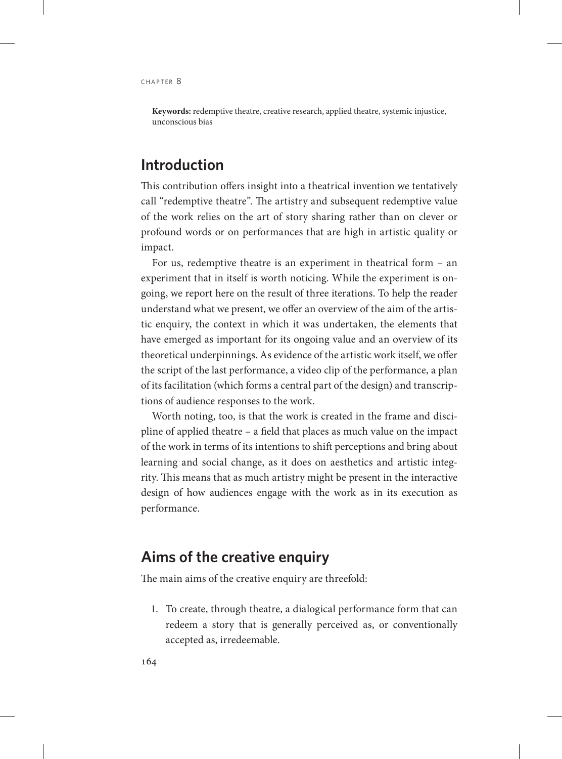**Keywords:** redemptive theatre, creative research, applied theatre, systemic injustice, unconscious bias

## Introduction

This contribution offers insight into a theatrical invention we tentatively call "redemptive theatre". The artistry and subsequent redemptive value of the work relies on the art of story sharing rather than on clever or profound words or on performances that are high in artistic quality or impact.

For us, redemptive theatre is an experiment in theatrical form – an experiment that in itself is worth noticing. While the experiment is ongoing, we report here on the result of three iterations. To help the reader understand what we present, we offer an overview of the aim of the artistic enquiry, the context in which it was undertaken, the elements that have emerged as important for its ongoing value and an overview of its theoretical underpinnings. As evidence of the artistic work itself, we offer the script of the last performance, a video clip of the performance, a plan of its facilitation (which forms a central part of the design) and transcriptions of audience responses to the work.

Worth noting, too, is that the work is created in the frame and discipline of applied theatre – a field that places as much value on the impact of the work in terms of its intentions to shift perceptions and bring about learning and social change, as it does on aesthetics and artistic integrity. This means that as much artistry might be present in the interactive design of how audiences engage with the work as in its execution as performance.

## Aims of the creative enquiry

The main aims of the creative enquiry are threefold:

1. To create, through theatre, a dialogical performance form that can redeem a story that is generally perceived as, or conventionally accepted as, irredeemable.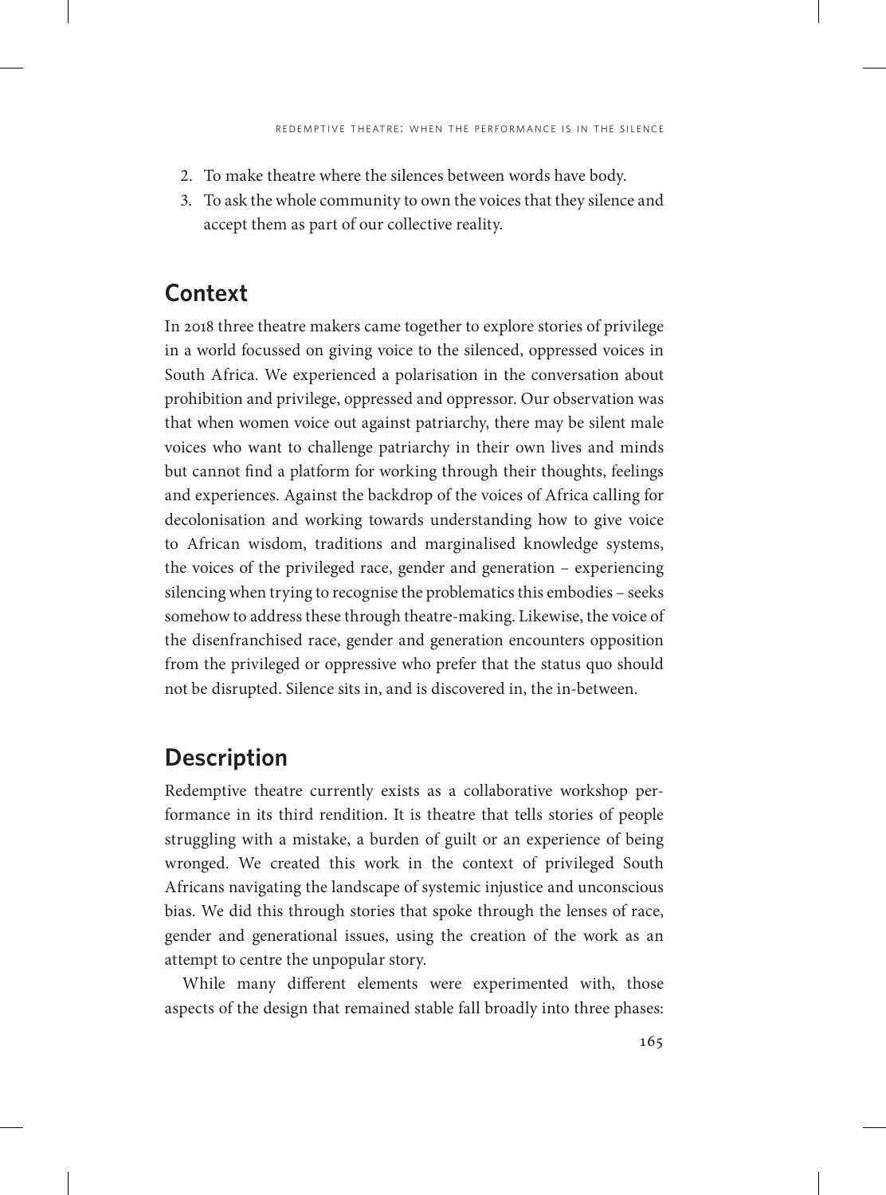2. To make theatre where the silences between words have body.
3. To ask the whole community to own the voices that they silence and accept them as part of our collective reality.

## Context

In 2018 three theatre makers came together to explore stories of privilege in a world focussed on giving voice to the silenced, oppressed voices in South Africa. We experienced a polarisation in the conversation about prohibition and privilege, oppressed and oppressor. Our observation was that when women voice out against patriarchy, there may be silent male voices who want to challenge patriarchy in their own lives and minds but cannot find a platform for working through their thoughts, feelings and experiences. Against the backdrop of the voices of Africa calling for decolonisation and working towards understanding how to give voice to African wisdom, traditions and marginalised knowledge systems, the voices of the privileged race, gender and generation – experiencing silencing when trying to recognise the problematics this embodies – seeks somehow to address these through theatre-making. Likewise, the voice of the disenfranchised race, gender and generation encounters opposition from the privileged or oppressive who prefer that the status quo should not be disrupted. Silence sits in, and is discovered in, the in-between.

## Description

Redemptive theatre currently exists as a collaborative workshop performance in its third rendition. It is theatre that tells stories of people struggling with a mistake, a burden of guilt or an experience of being wronged. We created this work in the context of privileged South Africans navigating the landscape of systemic injustice and unconscious bias. We did this through stories that spoke through the lenses of race, gender and generational issues, using the creation of the work as an attempt to centre the unpopular story.

While many different elements were experimented with, those aspects of the design that remained stable fall broadly into three phases: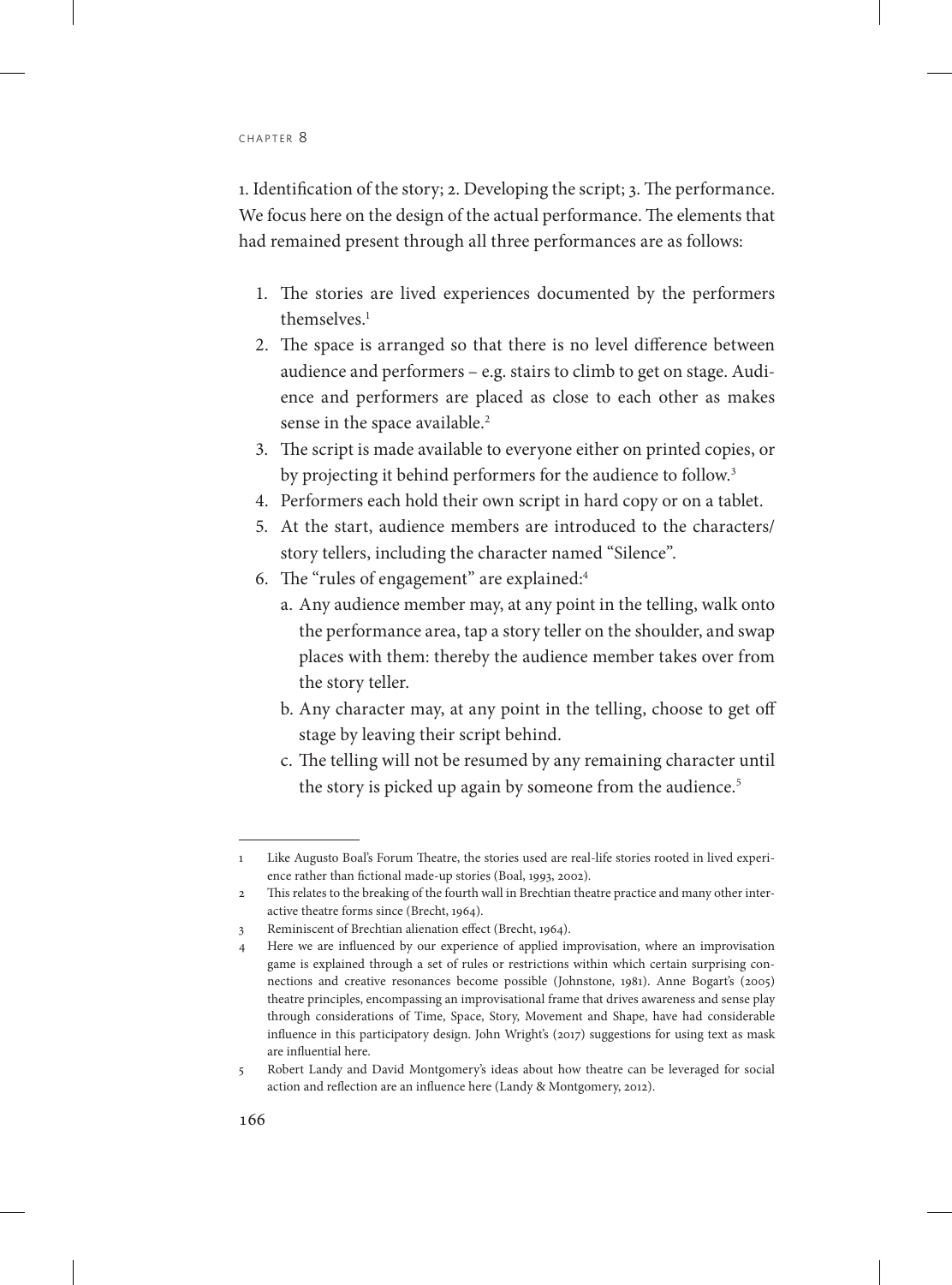1. Identification of the story; 2. Developing the script; 3. The performance. We focus here on the design of the actual performance. The elements that had remained present through all three performances are as follows:

1. The stories are lived experiences documented by the performers themselves.[1]
2. The space is arranged so that there is no level difference between audience and performers – e.g. stairs to climb to get on stage. Audience and performers are placed as close to each other as makes sense in the space available.[2]
3. The script is made available to everyone either on printed copies, or by projecting it behind performers for the audience to follow.[3]
4. Performers each hold their own script in hard copy or on a tablet.
5. At the start, audience members are introduced to the characters/ story tellers, including the character named "Silence".
6. The "rules of engagement" are explained:[4]
   a. Any audience member may, at any point in the telling, walk onto the performance area, tap a story teller on the shoulder, and swap places with them: thereby the audience member takes over from the story teller.
   b. Any character may, at any point in the telling, choose to get off stage by leaving their script behind.
   c. The telling will not be resumed by any remaining character until the story is picked up again by someone from the audience.[5]

---

1 Like Augusto Boal's Forum Theatre, the stories used are real-life stories rooted in lived experience rather than fictional made-up stories (Boal, 1993, 2002).

2 This relates to the breaking of the fourth wall in Brechtian theatre practice and many other interactive theatre forms since (Brecht, 1964).

3 Reminiscent of Brechtian alienation effect (Brecht, 1964).

4 Here we are influenced by our experience of applied improvisation, where an improvisation game is explained through a set of rules or restrictions within which certain surprising connections and creative resonances become possible (Johnstone, 1981). Anne Bogart's (2005) theatre principles, encompassing an improvisational frame that drives awareness and sense play through considerations of Time, Space, Story, Movement and Shape, have had considerable influence in this participatory design. John Wright's (2017) suggestions for using text as mask are influential here.

5 Robert Landy and David Montgomery's ideas about how theatre can be leveraged for social action and reflection are an influence here (Landy & Montgomery, 2012).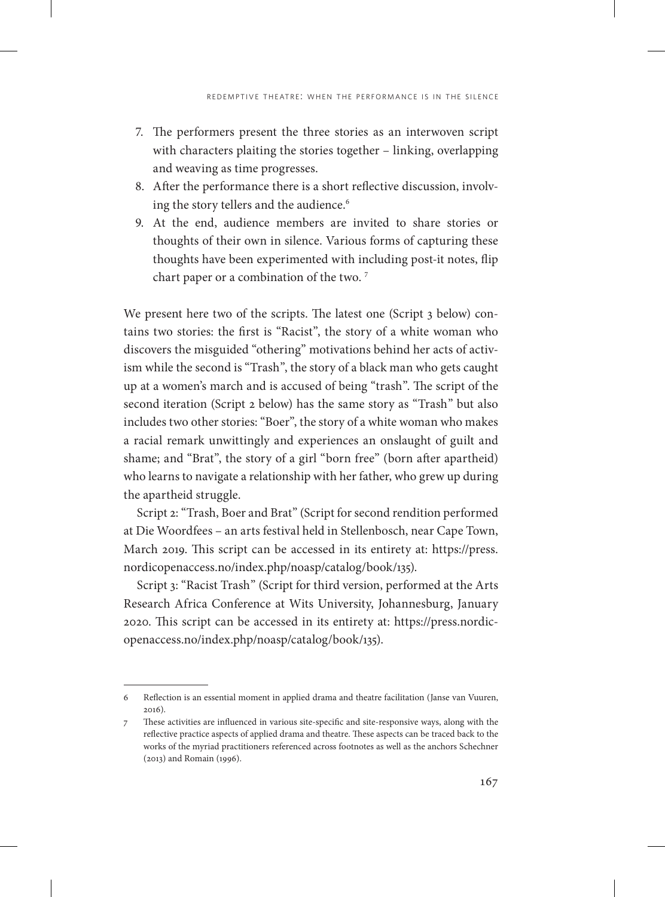7. The performers present the three stories as an interwoven script with characters plaiting the stories together – linking, overlapping and weaving as time progresses.
8. After the performance there is a short reflective discussion, involving the story tellers and the audience.[6]
9. At the end, audience members are invited to share stories or thoughts of their own in silence. Various forms of capturing these thoughts have been experimented with including post-it notes, flip chart paper or a combination of the two. [7]

We present here two of the scripts. The latest one (Script 3 below) contains two stories: the first is "Racist", the story of a white woman who discovers the misguided "othering" motivations behind her acts of activism while the second is "Trash", the story of a black man who gets caught up at a women's march and is accused of being "trash". The script of the second iteration (Script 2 below) has the same story as "Trash" but also includes two other stories: "Boer", the story of a white woman who makes a racial remark unwittingly and experiences an onslaught of guilt and shame; and "Brat", the story of a girl "born free" (born after apartheid) who learns to navigate a relationship with her father, who grew up during the apartheid struggle.

Script 2: "Trash, Boer and Brat" (Script for second rendition performed at Die Woordfees – an arts festival held in Stellenbosch, near Cape Town, March 2019. This script can be accessed in its entirety at: https://press.nordicopenaccess.no/index.php/noasp/catalog/book/135).

Script 3: "Racist Trash" (Script for third version, performed at the Arts Research Africa Conference at Wits University, Johannesburg, January 2020. This script can be accessed in its entirety at: https://press.nordicopenaccess.no/index.php/noasp/catalog/book/135).

---

6 Reflection is an essential moment in applied drama and theatre facilitation (Janse van Vuuren, 2016).

7 These activities are influenced in various site-specific and site-responsive ways, along with the reflective practice aspects of applied drama and theatre. These aspects can be traced back to the works of the myriad practitioners referenced across footnotes as well as the anchors Schechner (2013) and Romain (1996).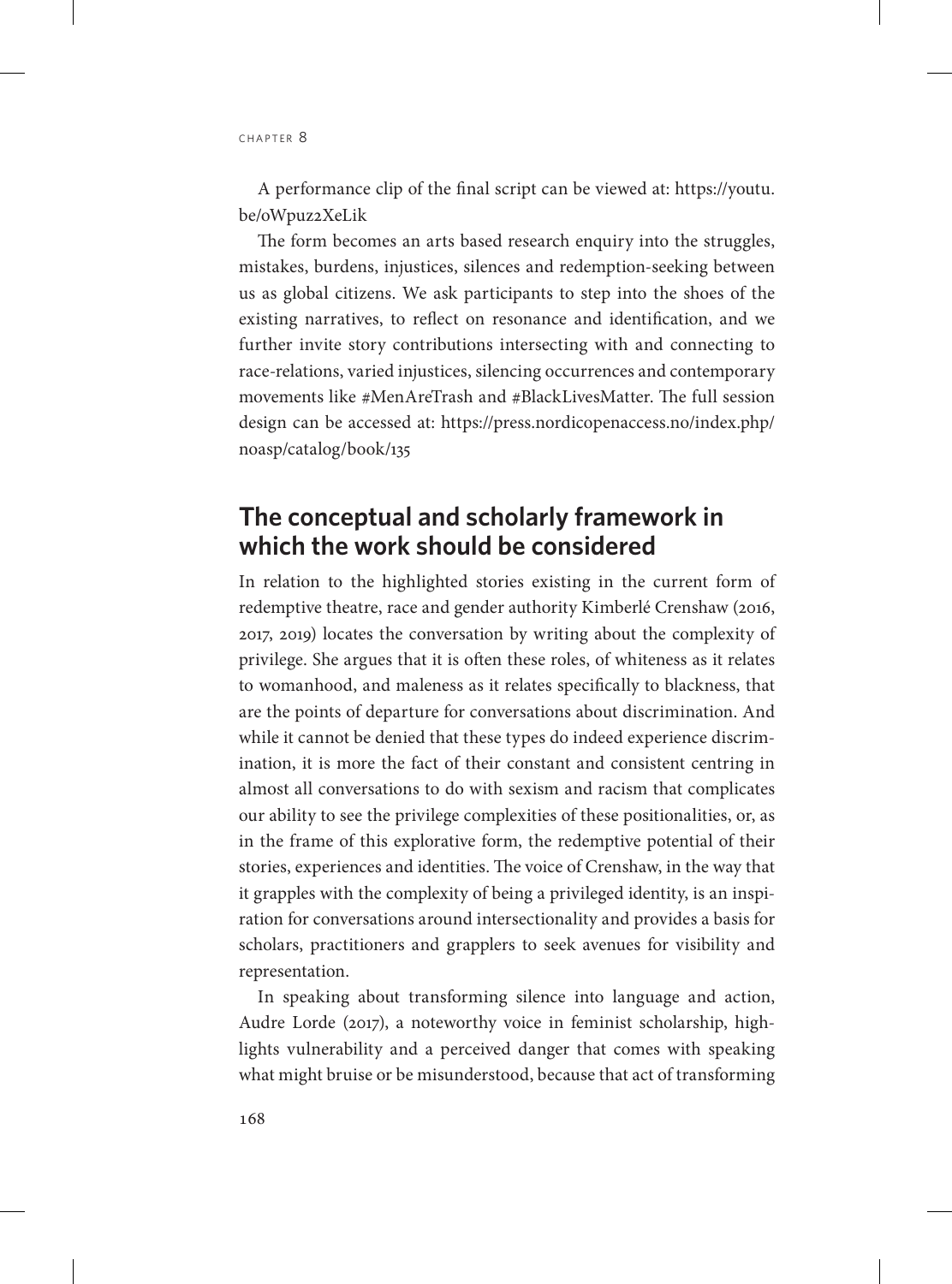A performance clip of the final script can be viewed at: https://youtu.be/oWpuz2XeLik

The form becomes an arts based research enquiry into the struggles, mistakes, burdens, injustices, silences and redemption-seeking between us as global citizens. We ask participants to step into the shoes of the existing narratives, to reflect on resonance and identification, and we further invite story contributions intersecting with and connecting to race-relations, varied injustices, silencing occurrences and contemporary movements like #MenAreTrash and #BlackLivesMatter. The full session design can be accessed at: https://press.nordicopenaccess.no/index.php/noasp/catalog/book/135

## The conceptual and scholarly framework in which the work should be considered

In relation to the highlighted stories existing in the current form of redemptive theatre, race and gender authority Kimberlé Crenshaw (2016, 2017, 2019) locates the conversation by writing about the complexity of privilege. She argues that it is often these roles, of whiteness as it relates to womanhood, and maleness as it relates specifically to blackness, that are the points of departure for conversations about discrimination. And while it cannot be denied that these types do indeed experience discrimination, it is more the fact of their constant and consistent centring in almost all conversations to do with sexism and racism that complicates our ability to see the privilege complexities of these positionalities, or, as in the frame of this explorative form, the redemptive potential of their stories, experiences and identities. The voice of Crenshaw, in the way that it grapples with the complexity of being a privileged identity, is an inspiration for conversations around intersectionality and provides a basis for scholars, practitioners and grapplers to seek avenues for visibility and representation.

In speaking about transforming silence into language and action, Audre Lorde (2017), a noteworthy voice in feminist scholarship, highlights vulnerability and a perceived danger that comes with speaking what might bruise or be misunderstood, because that act of transforming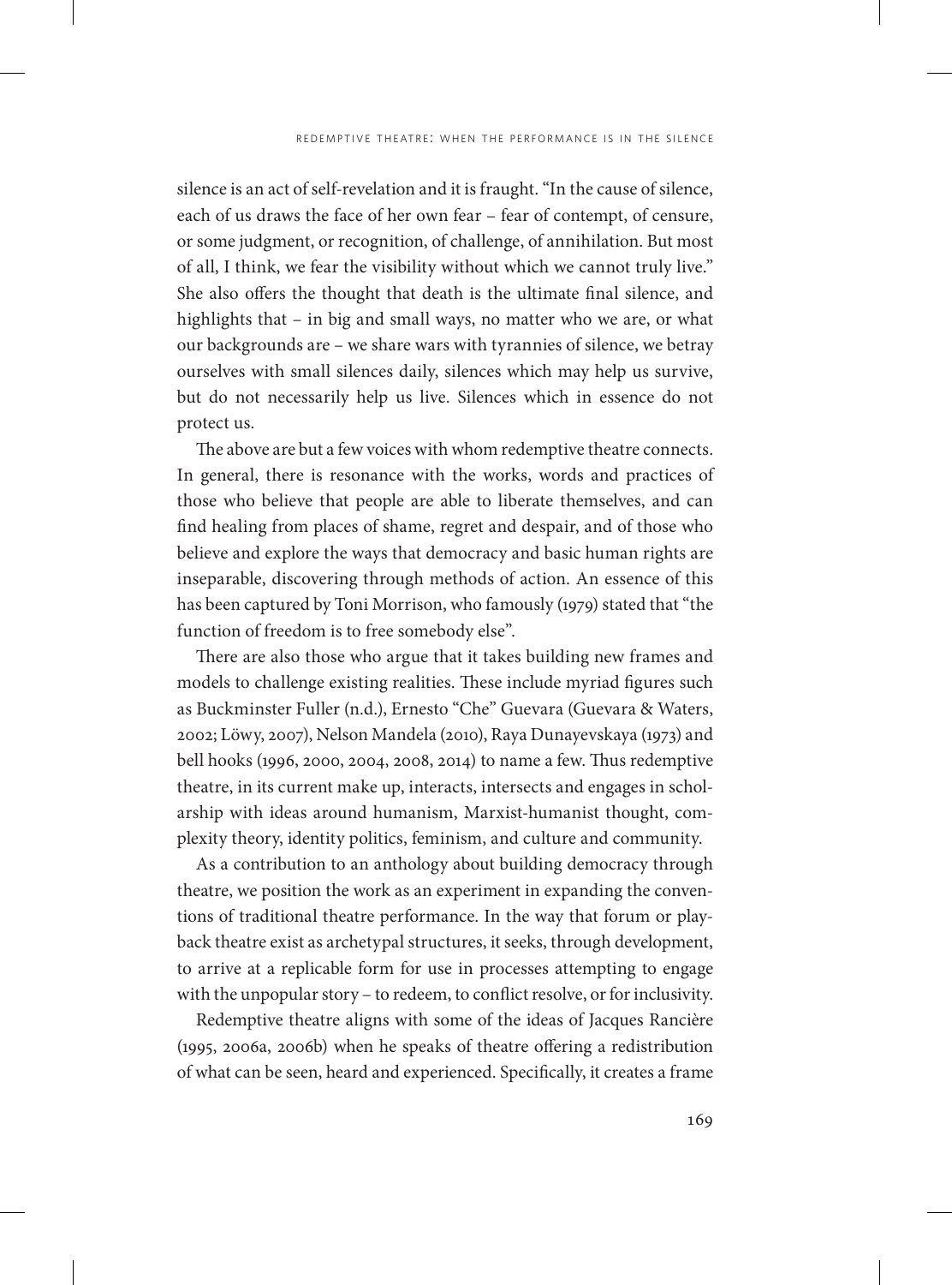silence is an act of self-revelation and it is fraught. "In the cause of silence, each of us draws the face of her own fear – fear of contempt, of censure, or some judgment, or recognition, of challenge, of annihilation. But most of all, I think, we fear the visibility without which we cannot truly live." She also offers the thought that death is the ultimate final silence, and highlights that – in big and small ways, no matter who we are, or what our backgrounds are – we share wars with tyrannies of silence, we betray ourselves with small silences daily, silences which may help us survive, but do not necessarily help us live. Silences which in essence do not protect us.

The above are but a few voices with whom redemptive theatre connects. In general, there is resonance with the works, words and practices of those who believe that people are able to liberate themselves, and can find healing from places of shame, regret and despair, and of those who believe and explore the ways that democracy and basic human rights are inseparable, discovering through methods of action. An essence of this has been captured by Toni Morrison, who famously (1979) stated that "the function of freedom is to free somebody else".

There are also those who argue that it takes building new frames and models to challenge existing realities. These include myriad figures such as Buckminster Fuller (n.d.), Ernesto "Che" Guevara (Guevara & Waters, 2002; Löwy, 2007), Nelson Mandela (2010), Raya Dunayevskaya (1973) and bell hooks (1996, 2000, 2004, 2008, 2014) to name a few. Thus redemptive theatre, in its current make up, interacts, intersects and engages in scholarship with ideas around humanism, Marxist-humanist thought, complexity theory, identity politics, feminism, and culture and community.

As a contribution to an anthology about building democracy through theatre, we position the work as an experiment in expanding the conventions of traditional theatre performance. In the way that forum or playback theatre exist as archetypal structures, it seeks, through development, to arrive at a replicable form for use in processes attempting to engage with the unpopular story – to redeem, to conflict resolve, or for inclusivity.

Redemptive theatre aligns with some of the ideas of Jacques Rancière (1995, 2006a, 2006b) when he speaks of theatre offering a redistribution of what can be seen, heard and experienced. Specifically, it creates a frame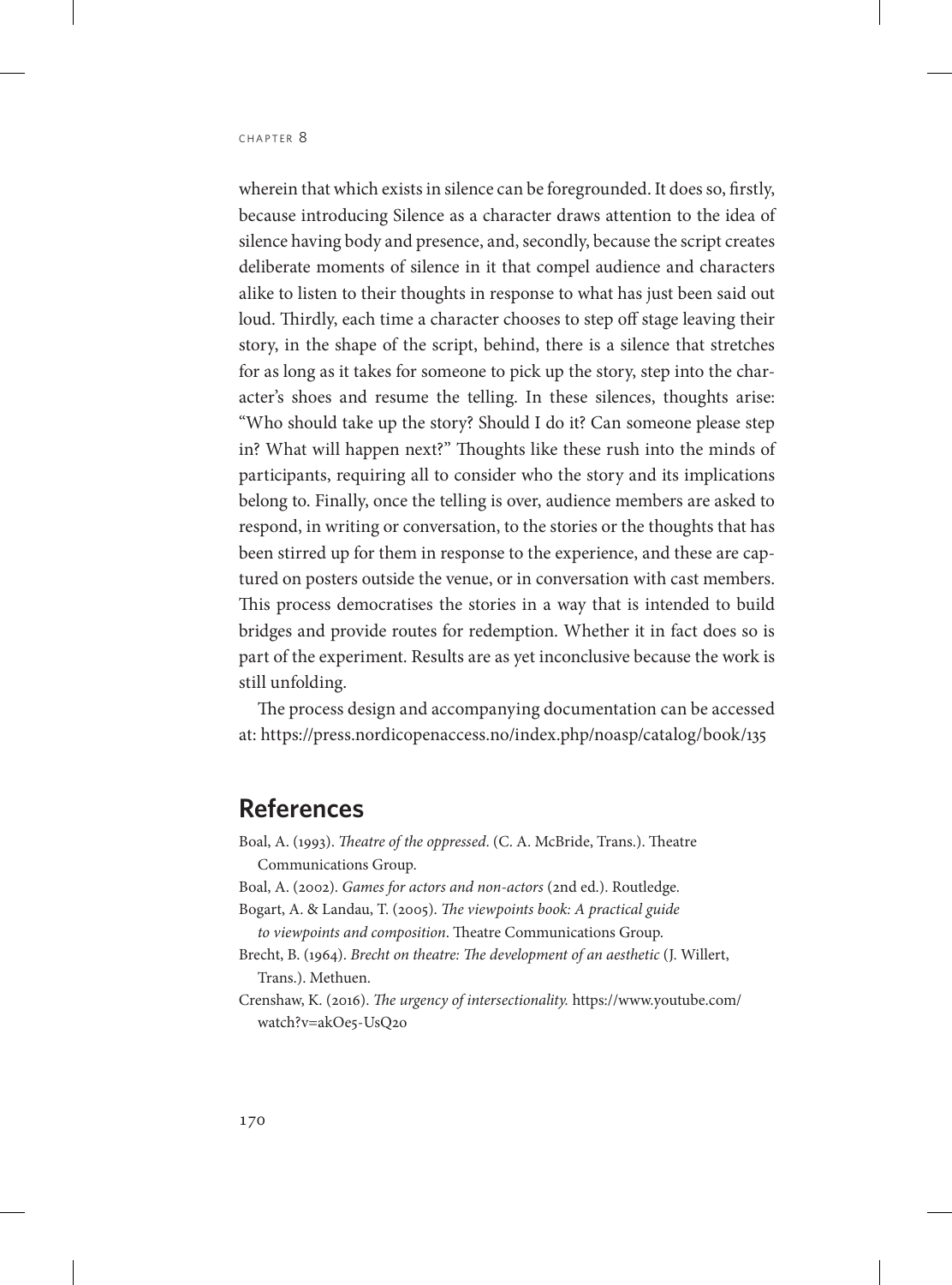wherein that which exists in silence can be foregrounded. It does so, firstly, because introducing Silence as a character draws attention to the idea of silence having body and presence, and, secondly, because the script creates deliberate moments of silence in it that compel audience and characters alike to listen to their thoughts in response to what has just been said out loud. Thirdly, each time a character chooses to step off stage leaving their story, in the shape of the script, behind, there is a silence that stretches for as long as it takes for someone to pick up the story, step into the character's shoes and resume the telling. In these silences, thoughts arise: "Who should take up the story? Should I do it? Can someone please step in? What will happen next?" Thoughts like these rush into the minds of participants, requiring all to consider who the story and its implications belong to. Finally, once the telling is over, audience members are asked to respond, in writing or conversation, to the stories or the thoughts that has been stirred up for them in response to the experience, and these are captured on posters outside the venue, or in conversation with cast members. This process democratises the stories in a way that is intended to build bridges and provide routes for redemption. Whether it in fact does so is part of the experiment. Results are as yet inconclusive because the work is still unfolding.

The process design and accompanying documentation can be accessed at: https://press.nordicopenaccess.no/index.php/noasp/catalog/book/135

## References

Boal, A. (1993). *Theatre of the oppressed*. (C. A. McBride, Trans.). Theatre Communications Group.

Boal, A. (2002). *Games for actors and non-actors* (2nd ed.). Routledge.

Bogart, A. & Landau, T. (2005). *The viewpoints book: A practical guide to viewpoints and composition*. Theatre Communications Group.

Brecht, B. (1964). *Brecht on theatre: The development of an aesthetic* (J. Willert, Trans.). Methuen.

Crenshaw, K. (2016). *The urgency of intersectionality.* https://www.youtube.com/watch?v=akOe5-UsQ2o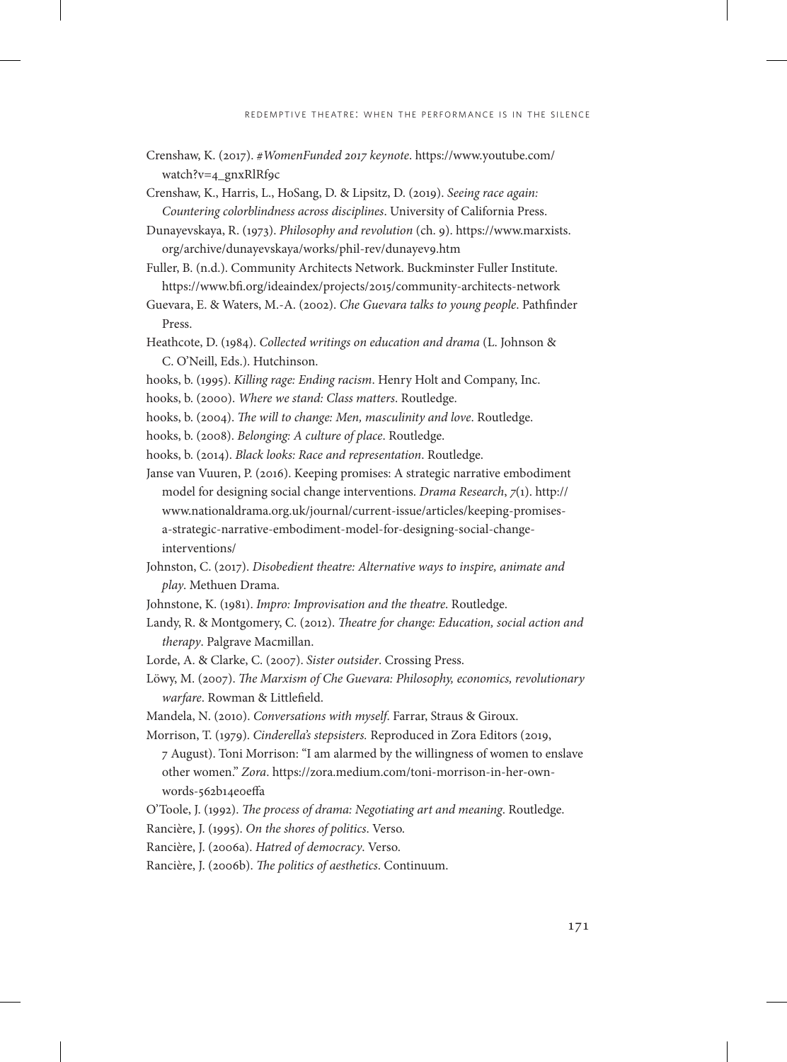Crenshaw, K. (2017). *#WomenFunded 2017 keynote*. https://www.youtube.com/watch?v=4_gnxRlRf9c

Crenshaw, K., Harris, L., HoSang, D. & Lipsitz, D. (2019). *Seeing race again: Countering colorblindness across disciplines*. University of California Press.

Dunayevskaya, R. (1973). *Philosophy and revolution* (ch. 9). https://www.marxists.org/archive/dunayevskaya/works/phil-rev/dunayev9.htm

Fuller, B. (n.d.). Community Architects Network. Buckminster Fuller Institute. https://www.bfi.org/ideaindex/projects/2015/community-architects-network

Guevara, E. & Waters, M.-A. (2002). *Che Guevara talks to young people*. Pathfinder Press.

Heathcote, D. (1984). *Collected writings on education and drama* (L. Johnson & C. O'Neill, Eds.). Hutchinson.

hooks, b. (1995). *Killing rage: Ending racism*. Henry Holt and Company, Inc.

hooks, b. (2000). *Where we stand: Class matters*. Routledge.

hooks, b. (2004). *The will to change: Men, masculinity and love*. Routledge.

hooks, b. (2008). *Belonging: A culture of place*. Routledge.

hooks, b. (2014). *Black looks: Race and representation*. Routledge.

Janse van Vuuren, P. (2016). Keeping promises: A strategic narrative embodiment model for designing social change interventions. *Drama Research*, *7*(1). http://www.nationaldrama.org.uk/journal/current-issue/articles/keeping-promises-a-strategic-narrative-embodiment-model-for-designing-social-change-interventions/

Johnston, C. (2017). *Disobedient theatre: Alternative ways to inspire, animate and play*. Methuen Drama.

Johnstone, K. (1981). *Impro: Improvisation and the theatre*. Routledge.

Landy, R. & Montgomery, C. (2012). *Theatre for change: Education, social action and therapy*. Palgrave Macmillan.

Lorde, A. & Clarke, C. (2007). *Sister outsider*. Crossing Press.

Löwy, M. (2007). *The Marxism of Che Guevara: Philosophy, economics, revolutionary warfare*. Rowman & Littlefield.

Mandela, N. (2010). *Conversations with myself*. Farrar, Straus & Giroux.

Morrison, T. (1979). *Cinderella's stepsisters.* Reproduced in Zora Editors (2019, 7 August). Toni Morrison: "I am alarmed by the willingness of women to enslave other women." *Zora*. https://zora.medium.com/toni-morrison-in-her-own-words-562b14e0effa

O'Toole, J. (1992). *The process of drama: Negotiating art and meaning*. Routledge.

Rancière, J. (1995). *On the shores of politics*. Verso.

Rancière, J. (2006a). *Hatred of democracy*. Verso.

Rancière, J. (2006b). *The politics of aesthetics*. Continuum.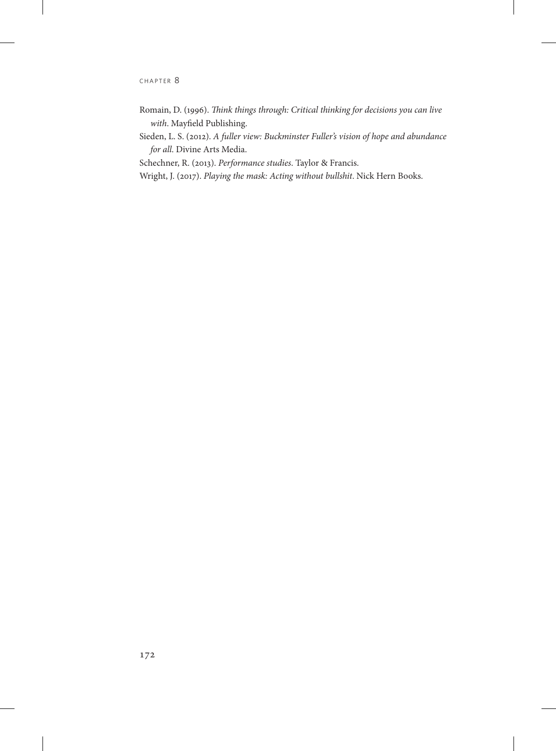Romain, D. (1996). *Think things through: Critical thinking for decisions you can live with*. Mayfield Publishing.

Sieden, L. S. (2012). *A fuller view: Buckminster Fuller's vision of hope and abundance for all*. Divine Arts Media.

Schechner, R. (2013). *Performance studies*. Taylor & Francis.

Wright, J. (2017). *Playing the mask: Acting without bullshit*. Nick Hern Books.